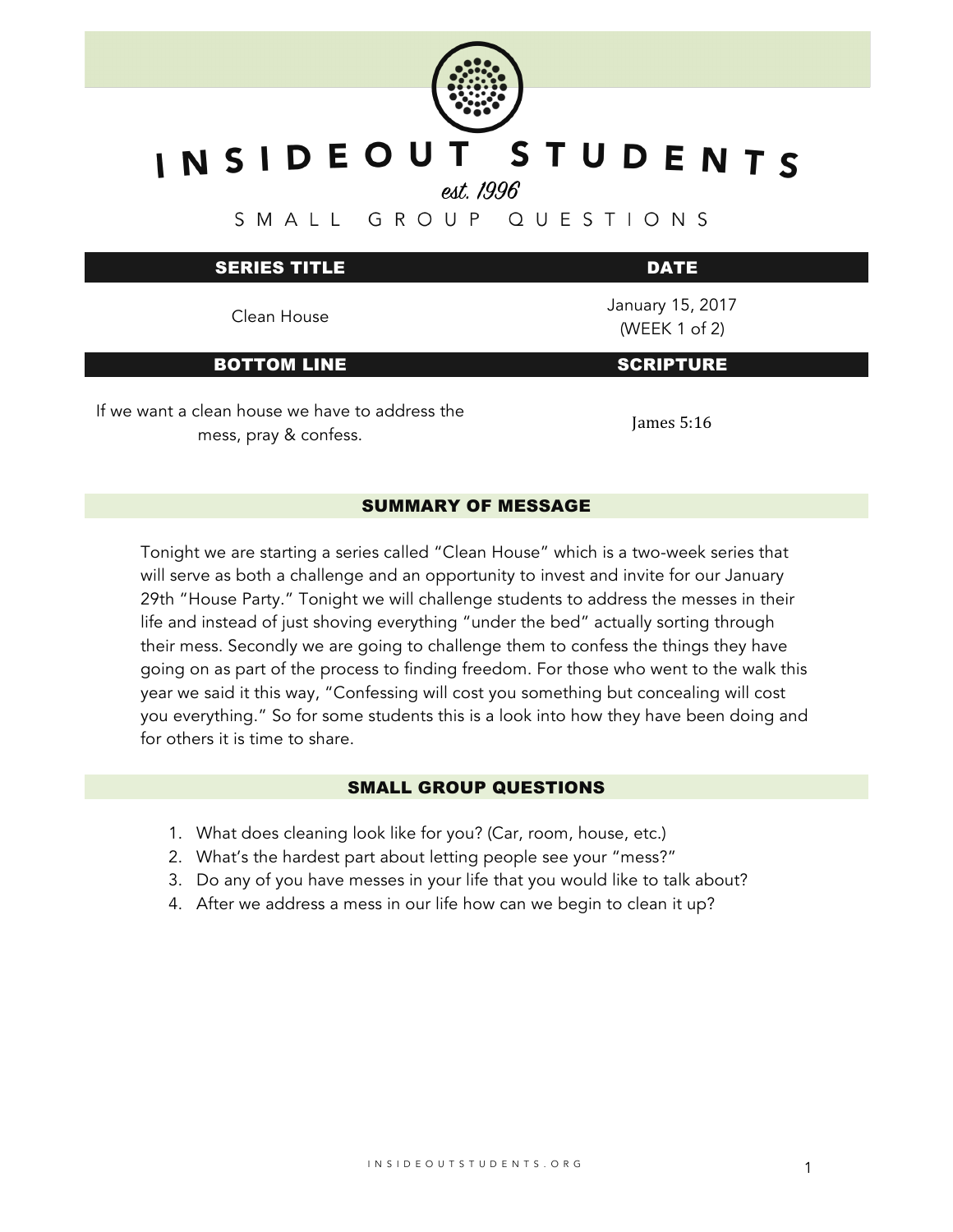# INSIDEOUT STUDENTS

*est. 1996*

SMALL GROUP QUESTIONS

| SERIES TITLE | DATE |
| --- | --- |
| Clean House | January 15, 2017 (WEEK 1 of 2) |
| **BOTTOM LINE** | **SCRIPTURE** |
| If we want a clean house we have to address the mess, pray & confess. | James 5:16 |

## SUMMARY OF MESSAGE

Tonight we are starting a series called "Clean House" which is a two-week series that will serve as both a challenge and an opportunity to invest and invite for our January 29th "House Party." Tonight we will challenge students to address the messes in their life and instead of just shoving everything "under the bed" actually sorting through their mess. Secondly we are going to challenge them to confess the things they have going on as part of the process to finding freedom. For those who went to the walk this year we said it this way, "Confessing will cost you something but concealing will cost you everything." So for some students this is a look into how they have been doing and for others it is time to share.

## SMALL GROUP QUESTIONS

1. What does cleaning look like for you? (Car, room, house, etc.)
2. What's the hardest part about letting people see your "mess?"
3. Do any of you have messes in your life that you would like to talk about?
4. After we address a mess in our life how can we begin to clean it up?